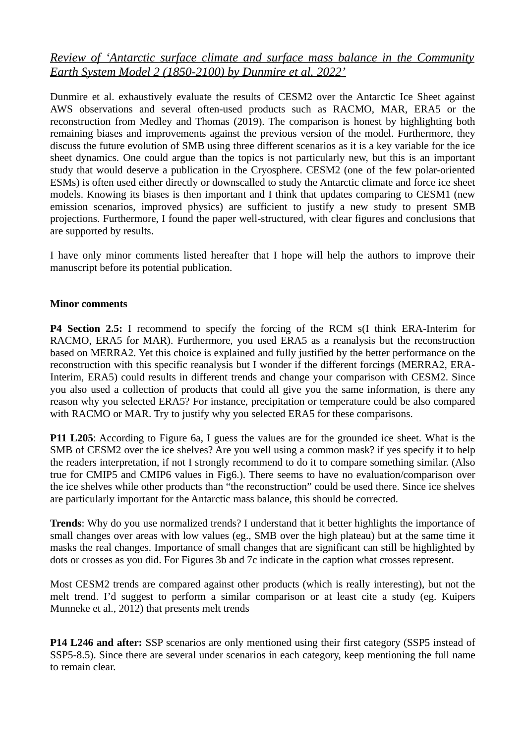*Review of 'Antarctic surface climate and surface mass balance in the Community Earth System Model 2 (1850-2100) by Dunmire et al. 2022'*

Dunmire et al. exhaustively evaluate the results of CESM2 over the Antarctic Ice Sheet against AWS observations and several often-used products such as RACMO, MAR, ERA5 or the reconstruction from Medley and Thomas (2019). The comparison is honest by highlighting both remaining biases and improvements against the previous version of the model. Furthermore, they discuss the future evolution of SMB using three different scenarios as it is a key variable for the ice sheet dynamics. One could argue than the topics is not particularly new, but this is an important study that would deserve a publication in the Cryosphere. CESM2 (one of the few polar-oriented ESMs) is often used either directly or downscalled to study the Antarctic climate and force ice sheet models. Knowing its biases is then important and I think that updates comparing to CESM1 (new emission scenarios, improved physics) are sufficient to justify a new study to present SMB projections. Furthermore, I found the paper well-structured, with clear figures and conclusions that are supported by results.

I have only minor comments listed hereafter that I hope will help the authors to improve their manuscript before its potential publication.

**Minor comments**

**P4 Section 2.5:** I recommend to specify the forcing of the RCM s(I think ERA-Interim for RACMO, ERA5 for MAR). Furthermore, you used ERA5 as a reanalysis but the reconstruction based on MERRA2. Yet this choice is explained and fully justified by the better performance on the reconstruction with this specific reanalysis but I wonder if the different forcings (MERRA2, ERA-Interim, ERA5) could results in different trends and change your comparison with CESM2. Since you also used a collection of products that could all give you the same information, is there any reason why you selected ERA5? For instance, precipitation or temperature could be also compared with RACMO or MAR. Try to justify why you selected ERA5 for these comparisons.

**P11 L205**: According to Figure 6a, I guess the values are for the grounded ice sheet. What is the SMB of CESM2 over the ice shelves? Are you well using a common mask? if yes specify it to help the readers interpretation, if not I strongly recommend to do it to compare something similar. (Also true for CMIP5 and CMIP6 values in Fig6.). There seems to have no evaluation/comparison over the ice shelves while other products than "the reconstruction" could be used there. Since ice shelves are particularly important for the Antarctic mass balance, this should be corrected.

**Trends**: Why do you use normalized trends? I understand that it better highlights the importance of small changes over areas with low values (eg., SMB over the high plateau) but at the same time it masks the real changes. Importance of small changes that are significant can still be highlighted by dots or crosses as you did. For Figures 3b and 7c indicate in the caption what crosses represent.

Most CESM2 trends are compared against other products (which is really interesting), but not the melt trend. I'd suggest to perform a similar comparison or at least cite a study (eg. Kuipers Munneke et al., 2012) that presents melt trends

**P14 L246 and after:** SSP scenarios are only mentioned using their first category (SSP5 instead of SSP5-8.5). Since there are several under scenarios in each category, keep mentioning the full name to remain clear.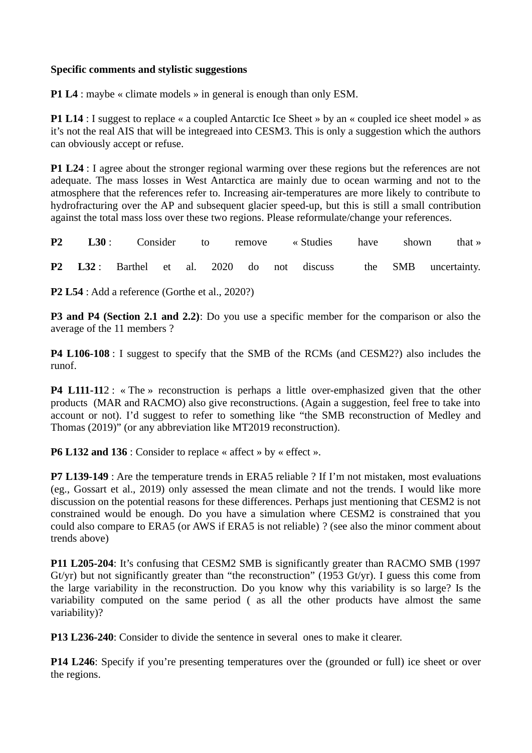**Specific comments and stylistic suggestions**

**P1 L4** : maybe « climate models » in general is enough than only ESM.

**P1 L14** : I suggest to replace « a coupled Antarctic Ice Sheet » by an « coupled ice sheet model » as it's not the real AIS that will be integreaed into CESM3. This is only a suggestion which the authors can obviously accept or refuse.

**P1 L24** : I agree about the stronger regional warming over these regions but the references are not adequate. The mass losses in West Antarctica are mainly due to ocean warming and not to the atmosphere that the references refer to. Increasing air-temperatures are more likely to contribute to hydrofracturing over the AP and subsequent glacier speed-up, but this is still a small contribution against the total mass loss over these two regions. Please reformulate/change your references.

**P2 L30** : Consider to remove « Studies have shown that »

**P2 L32** : Barthel et al. 2020 do not discuss the SMB uncertainty.

**P2 L54** : Add a reference (Gorthe et al., 2020?)

**P3 and P4 (Section 2.1 and 2.2)**: Do you use a specific member for the comparison or also the average of the 11 members ?

**P4 L106-108** : I suggest to specify that the SMB of the RCMs (and CESM2?) also includes the runof.

**P4 L111-11**2 : « The » reconstruction is perhaps a little over-emphasized given that the other products (MAR and RACMO) also give reconstructions. (Again a suggestion, feel free to take into account or not). I'd suggest to refer to something like "the SMB reconstruction of Medley and Thomas (2019)" (or any abbreviation like MT2019 reconstruction).

**P6 L132 and 136** : Consider to replace « affect » by « effect ».

**P7 L139-149** : Are the temperature trends in ERA5 reliable ? If I'm not mistaken, most evaluations (eg., Gossart et al., 2019) only assessed the mean climate and not the trends. I would like more discussion on the potential reasons for these differences. Perhaps just mentioning that CESM2 is not constrained would be enough. Do you have a simulation where CESM2 is constrained that you could also compare to ERA5 (or AWS if ERA5 is not reliable) ? (see also the minor comment about trends above)

**P11 L205-204**: It's confusing that CESM2 SMB is significantly greater than RACMO SMB (1997 Gt/yr) but not significantly greater than "the reconstruction" (1953 Gt/yr). I guess this come from the large variability in the reconstruction. Do you know why this variability is so large? Is the variability computed on the same period ( as all the other products have almost the same variability)?

**P13 L236-240**: Consider to divide the sentence in several ones to make it clearer.

**P14 L246**: Specify if you're presenting temperatures over the (grounded or full) ice sheet or over the regions.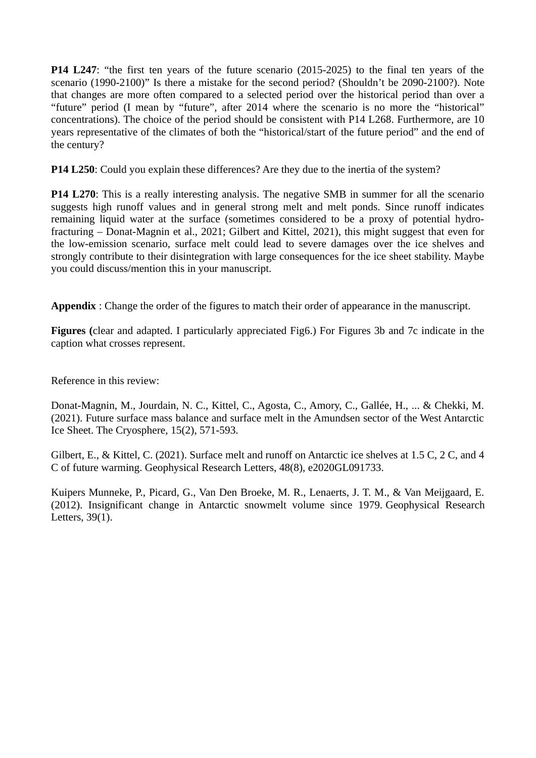**P14 L247**: “the first ten years of the future scenario (2015-2025) to the final ten years of the scenario (1990-2100)” Is there a mistake for the second period? (Shouldn’t be 2090-2100?). Note that changes are more often compared to a selected period over the historical period than over a “future” period (I mean by “future”, after 2014 where the scenario is no more the “historical” concentrations). The choice of the period should be consistent with P14 L268. Furthermore, are 10 years representative of the climates of both the “historical/start of the future period” and the end of the century?

**P14 L250**: Could you explain these differences? Are they due to the inertia of the system?

**P14 L270**: This is a really interesting analysis. The negative SMB in summer for all the scenario suggests high runoff values and in general strong melt and melt ponds. Since runoff indicates remaining liquid water at the surface (sometimes considered to be a proxy of potential hydro-fracturing – Donat-Magnin et al., 2021; Gilbert and Kittel, 2021), this might suggest that even for the low-emission scenario, surface melt could lead to severe damages over the ice shelves and strongly contribute to their disintegration with large consequences for the ice sheet stability. Maybe you could discuss/mention this in your manuscript.

**Appendix** : Change the order of the figures to match their order of appearance in the manuscript.

**Figures (**clear and adapted. I particularly appreciated Fig6.) For Figures 3b and 7c indicate in the caption what crosses represent.

Reference in this review:

Donat-Magnin, M., Jourdain, N. C., Kittel, C., Agosta, C., Amory, C., Gallée, H., ... & Chekki, M. (2021). Future surface mass balance and surface melt in the Amundsen sector of the West Antarctic Ice Sheet. The Cryosphere, 15(2), 571-593.

Gilbert, E., & Kittel, C. (2021). Surface melt and runoff on Antarctic ice shelves at 1.5 C, 2 C, and 4 C of future warming. Geophysical Research Letters, 48(8), e2020GL091733.

Kuipers Munneke, P., Picard, G., Van Den Broeke, M. R., Lenaerts, J. T. M., & Van Meijgaard, E. (2012). Insignificant change in Antarctic snowmelt volume since 1979. Geophysical Research Letters, 39(1).